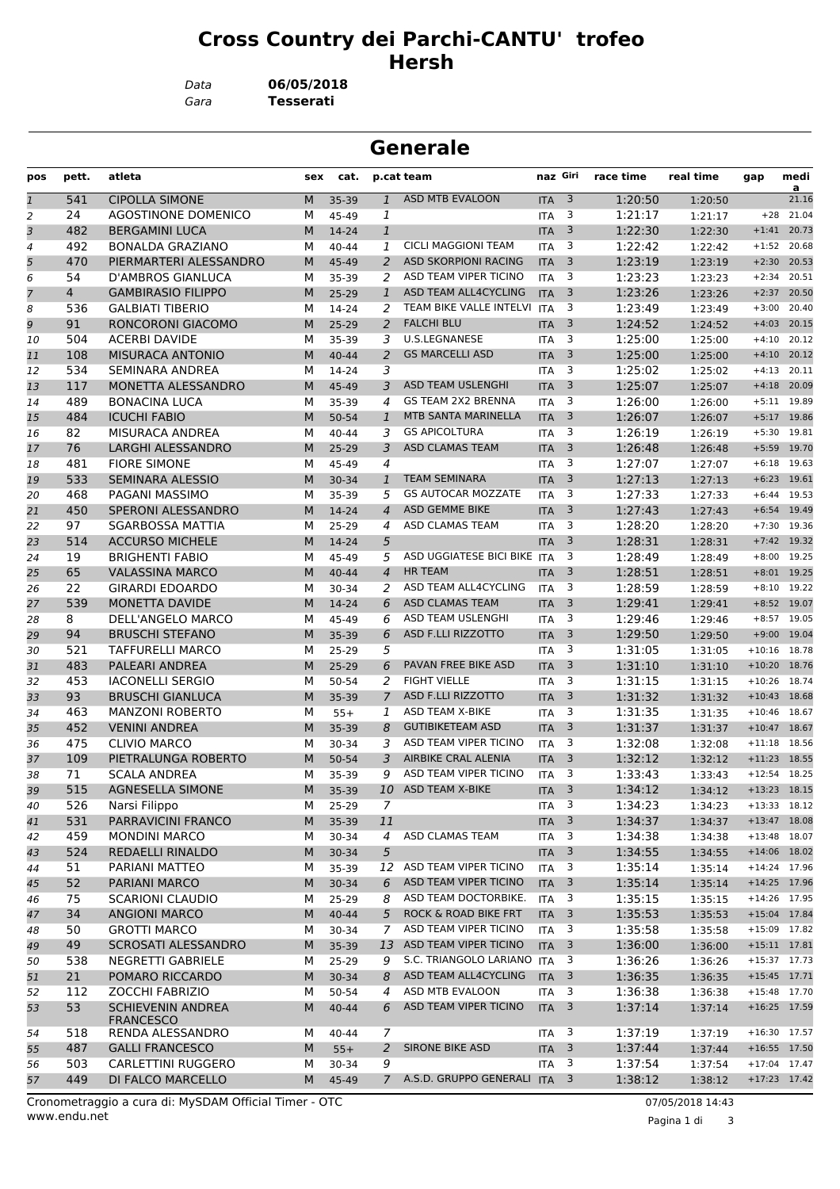# Cross Country dei Parchi-CANTU' trofeo Hersh

*Data* **06/05/2018**
*Gara* **Tesserati**

## Generale

| pos | pett. | atleta | sex | cat. | p.cat | team | naz | Giri | race time | real time | gap | media |
|---|---|---|---|---|---|---|---|---|---|---|---|---|
| 1 | 541 | CIPOLLA SIMONE | M | 35-39 | 1 | ASD MTB EVALOON | ITA | 3 | 1:20:50 | 1:20:50 | | 21.16 |
| 2 | 24 | AGOSTINONE DOMENICO | M | 45-49 | 1 | | ITA | 3 | 1:21:17 | 1:21:17 | +28 | 21.04 |
| 3 | 482 | BERGAMINI LUCA | M | 14-24 | 1 | | ITA | 3 | 1:22:30 | 1:22:30 | +1:41 | 20.73 |
| 4 | 492 | BONALDA GRAZIANO | M | 40-44 | 1 | CICLI MAGGIONI TEAM | ITA | 3 | 1:22:42 | 1:22:42 | +1:52 | 20.68 |
| 5 | 470 | PIERMARTERI ALESSANDRO | M | 45-49 | 2 | ASD SKORPIONI RACING | ITA | 3 | 1:23:19 | 1:23:19 | +2:30 | 20.53 |
| 6 | 54 | D'AMBROS GIANLUCA | M | 35-39 | 2 | ASD TEAM VIPER TICINO | ITA | 3 | 1:23:23 | 1:23:23 | +2:34 | 20.51 |
| 7 | 4 | GAMBIRASIO FILIPPO | M | 25-29 | 1 | ASD TEAM ALL4CYCLING | ITA | 3 | 1:23:26 | 1:23:26 | +2:37 | 20.50 |
| 8 | 536 | GALBIATI TIBERIO | M | 14-24 | 2 | TEAM BIKE VALLE INTELVI | ITA | 3 | 1:23:49 | 1:23:49 | +3:00 | 20.40 |
| 9 | 91 | RONCORONI GIACOMO | M | 25-29 | 2 | FALCHI BLU | ITA | 3 | 1:24:52 | 1:24:52 | +4:03 | 20.15 |
| 10 | 504 | ACERBI DAVIDE | M | 35-39 | 3 | U.S.LEGNANESE | ITA | 3 | 1:25:00 | 1:25:00 | +4:10 | 20.12 |
| 11 | 108 | MISURACA ANTONIO | M | 40-44 | 2 | GS MARCELLI ASD | ITA | 3 | 1:25:00 | 1:25:00 | +4:10 | 20.12 |
| 12 | 534 | SEMINARA ANDREA | M | 14-24 | 3 | | ITA | 3 | 1:25:02 | 1:25:02 | +4:13 | 20.11 |
| 13 | 117 | MONETTA ALESSANDRO | M | 45-49 | 3 | ASD TEAM USLENGHI | ITA | 3 | 1:25:07 | 1:25:07 | +4:18 | 20.09 |
| 14 | 489 | BONACINA LUCA | M | 35-39 | 4 | GS TEAM 2X2 BRENNA | ITA | 3 | 1:26:00 | 1:26:00 | +5:11 | 19.89 |
| 15 | 484 | ICUCHI FABIO | M | 50-54 | 1 | MTB SANTA MARINELLA | ITA | 3 | 1:26:07 | 1:26:07 | +5:17 | 19.86 |
| 16 | 82 | MISURACA ANDREA | M | 40-44 | 3 | GS APICOLTURA | ITA | 3 | 1:26:19 | 1:26:19 | +5:30 | 19.81 |
| 17 | 76 | LARGHI ALESSANDRO | M | 25-29 | 3 | ASD CLAMAS TEAM | ITA | 3 | 1:26:48 | 1:26:48 | +5:59 | 19.70 |
| 18 | 481 | FIORE SIMONE | M | 45-49 | 4 | | ITA | 3 | 1:27:07 | 1:27:07 | +6:18 | 19.63 |
| 19 | 533 | SEMINARA ALESSIO | M | 30-34 | 1 | TEAM SEMINARA | ITA | 3 | 1:27:13 | 1:27:13 | +6:23 | 19.61 |
| 20 | 468 | PAGANI MASSIMO | M | 35-39 | 5 | GS AUTOCAR MOZZATE | ITA | 3 | 1:27:33 | 1:27:33 | +6:44 | 19.53 |
| 21 | 450 | SPERONI ALESSANDRO | M | 14-24 | 4 | ASD GEMME BIKE | ITA | 3 | 1:27:43 | 1:27:43 | +6:54 | 19.49 |
| 22 | 97 | SGARBOSSA MATTIA | M | 25-29 | 4 | ASD CLAMAS TEAM | ITA | 3 | 1:28:20 | 1:28:20 | +7:30 | 19.36 |
| 23 | 514 | ACCURSO MICHELE | M | 14-24 | 5 | | ITA | 3 | 1:28:31 | 1:28:31 | +7:42 | 19.32 |
| 24 | 19 | BRIGHENTI FABIO | M | 45-49 | 5 | ASD UGGIATESE BICI BIKE | ITA | 3 | 1:28:49 | 1:28:49 | +8:00 | 19.25 |
| 25 | 65 | VALASSINA MARCO | M | 40-44 | 4 | HR TEAM | ITA | 3 | 1:28:51 | 1:28:51 | +8:01 | 19.25 |
| 26 | 22 | GIRARDI EDOARDO | M | 30-34 | 2 | ASD TEAM ALL4CYCLING | ITA | 3 | 1:28:59 | 1:28:59 | +8:10 | 19.22 |
| 27 | 539 | MONETTA DAVIDE | M | 14-24 | 6 | ASD CLAMAS TEAM | ITA | 3 | 1:29:41 | 1:29:41 | +8:52 | 19.07 |
| 28 | 8 | DELL'ANGELO MARCO | M | 45-49 | 6 | ASD TEAM USLENGHI | ITA | 3 | 1:29:46 | 1:29:46 | +8:57 | 19.05 |
| 29 | 94 | BRUSCHI STEFANO | M | 35-39 | 6 | ASD F.LLI RIZZOTTO | ITA | 3 | 1:29:50 | 1:29:50 | +9:00 | 19.04 |
| 30 | 521 | TAFFURELLI MARCO | M | 25-29 | 5 | | ITA | 3 | 1:31:05 | 1:31:05 | +10:16 | 18.78 |
| 31 | 483 | PALEARI ANDREA | M | 25-29 | 6 | PAVAN FREE BIKE ASD | ITA | 3 | 1:31:10 | 1:31:10 | +10:20 | 18.76 |
| 32 | 453 | IACONELLI SERGIO | M | 50-54 | 2 | FIGHT VIELLE | ITA | 3 | 1:31:15 | 1:31:15 | +10:26 | 18.74 |
| 33 | 93 | BRUSCHI GIANLUCA | M | 35-39 | 7 | ASD F.LLI RIZZOTTO | ITA | 3 | 1:31:32 | 1:31:32 | +10:43 | 18.68 |
| 34 | 463 | MANZONI ROBERTO | M | 55+ | 1 | ASD TEAM X-BIKE | ITA | 3 | 1:31:35 | 1:31:35 | +10:46 | 18.67 |
| 35 | 452 | VENINI ANDREA | M | 35-39 | 8 | GUTIBIKETEAM ASD | ITA | 3 | 1:31:37 | 1:31:37 | +10:47 | 18.67 |
| 36 | 475 | CLIVIO MARCO | M | 30-34 | 3 | ASD TEAM VIPER TICINO | ITA | 3 | 1:32:08 | 1:32:08 | +11:18 | 18.56 |
| 37 | 109 | PIETRALUNGA ROBERTO | M | 50-54 | 3 | AIRBIKE CRAL ALENIA | ITA | 3 | 1:32:12 | 1:32:12 | +11:23 | 18.55 |
| 38 | 71 | SCALA ANDREA | M | 35-39 | 9 | ASD TEAM VIPER TICINO | ITA | 3 | 1:33:43 | 1:33:43 | +12:54 | 18.25 |
| 39 | 515 | AGNESELLA SIMONE | M | 35-39 | 10 | ASD TEAM X-BIKE | ITA | 3 | 1:34:12 | 1:34:12 | +13:23 | 18.15 |
| 40 | 526 | Narsi Filippo | M | 25-29 | 7 | | ITA | 3 | 1:34:23 | 1:34:23 | +13:33 | 18.12 |
| 41 | 531 | PARRAVICINI FRANCO | M | 35-39 | 11 | | ITA | 3 | 1:34:37 | 1:34:37 | +13:47 | 18.08 |
| 42 | 459 | MONDINI MARCO | M | 30-34 | 4 | ASD CLAMAS TEAM | ITA | 3 | 1:34:38 | 1:34:38 | +13:48 | 18.07 |
| 43 | 524 | REDAELLI RINALDO | M | 30-34 | 5 | | ITA | 3 | 1:34:55 | 1:34:55 | +14:06 | 18.02 |
| 44 | 51 | PARIANI MATTEO | M | 35-39 | 12 | ASD TEAM VIPER TICINO | ITA | 3 | 1:35:14 | 1:35:14 | +14:24 | 17.96 |
| 45 | 52 | PARIANI MARCO | M | 30-34 | 6 | ASD TEAM VIPER TICINO | ITA | 3 | 1:35:14 | 1:35:14 | +14:25 | 17.96 |
| 46 | 75 | SCARIONI CLAUDIO | M | 25-29 | 8 | ASD TEAM DOCTORBIKE. | ITA | 3 | 1:35:15 | 1:35:15 | +14:26 | 17.95 |
| 47 | 34 | ANGIONI MARCO | M | 40-44 | 5 | ROCK & ROAD BIKE FRT | ITA | 3 | 1:35:53 | 1:35:53 | +15:04 | 17.84 |
| 48 | 50 | GROTTI MARCO | M | 30-34 | 7 | ASD TEAM VIPER TICINO | ITA | 3 | 1:35:58 | 1:35:58 | +15:09 | 17.82 |
| 49 | 49 | SCROSATI ALESSANDRO | M | 35-39 | 13 | ASD TEAM VIPER TICINO | ITA | 3 | 1:36:00 | 1:36:00 | +15:11 | 17.81 |
| 50 | 538 | NEGRETTI GABRIELE | M | 25-29 | 9 | S.C. TRIANGOLO LARIANO | ITA | 3 | 1:36:26 | 1:36:26 | +15:37 | 17.73 |
| 51 | 21 | POMARO RICCARDO | M | 30-34 | 8 | ASD TEAM ALL4CYCLING | ITA | 3 | 1:36:35 | 1:36:35 | +15:45 | 17.71 |
| 52 | 112 | ZOCCHI FABRIZIO | M | 50-54 | 4 | ASD MTB EVALOON | ITA | 3 | 1:36:38 | 1:36:38 | +15:48 | 17.70 |
| 53 | 53 | SCHIEVENIN ANDREA FRANCESCO | M | 40-44 | 6 | ASD TEAM VIPER TICINO | ITA | 3 | 1:37:14 | 1:37:14 | +16:25 | 17.59 |
| 54 | 518 | RENDA ALESSANDRO | M | 40-44 | 7 | | ITA | 3 | 1:37:19 | 1:37:19 | +16:30 | 17.57 |
| 55 | 487 | GALLI FRANCESCO | M | 55+ | 2 | SIRONE BIKE ASD | ITA | 3 | 1:37:44 | 1:37:44 | +16:55 | 17.50 |
| 56 | 503 | CARLETTINI RUGGERO | M | 30-34 | 9 | | ITA | 3 | 1:37:54 | 1:37:54 | +17:04 | 17.47 |
| 57 | 449 | DI FALCO MARCELLO | M | 45-49 | 7 | A.S.D. GRUPPO GENERALI | ITA | 3 | 1:38:12 | 1:38:12 | +17:23 | 17.42 |

Cronometraggio a cura di: MySDAM Official Timer - OTC
www.endu.net

07/05/2018 14:43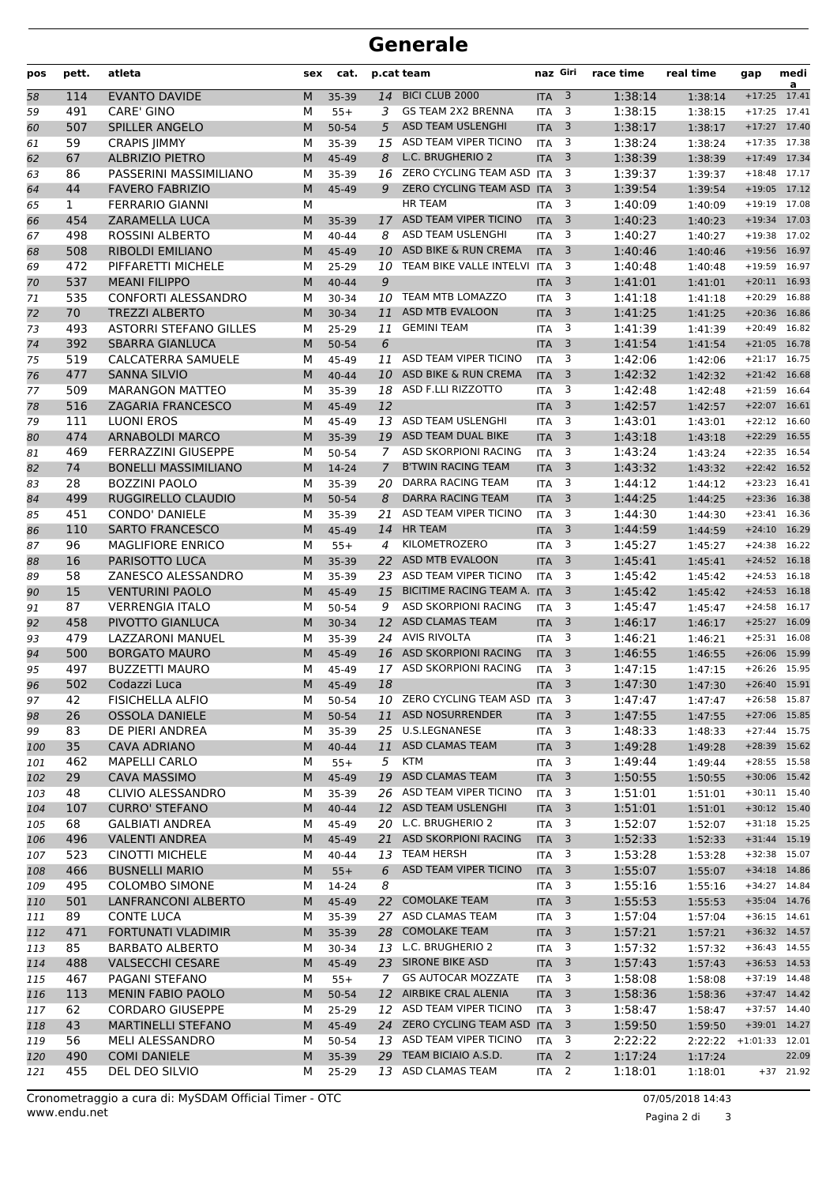# Generale

| pos | pett. | atleta | sex | cat. | p.cat | team | naz | Giri | race time | real time | gap | media |
|---|---|---|---|---|---|---|---|---|---|---|---|---|
| 58 | 114 | EVANTO DAVIDE | M | 35-39 | 14 | BICI CLUB 2000 | ITA | 3 | 1:38:14 | 1:38:14 | +17:25 | 17.41 |
| 59 | 491 | CARE' GINO | M | 55+ | 3 | GS TEAM 2X2 BRENNA | ITA | 3 | 1:38:15 | 1:38:15 | +17:25 | 17.41 |
| 60 | 507 | SPILLER ANGELO | M | 50-54 | 5 | ASD TEAM USLENGHI | ITA | 3 | 1:38:17 | 1:38:17 | +17:27 | 17.40 |
| 61 | 59 | CRAPIS JIMMY | M | 35-39 | 15 | ASD TEAM VIPER TICINO | ITA | 3 | 1:38:24 | 1:38:24 | +17:35 | 17.38 |
| 62 | 67 | ALBRIZIO PIETRO | M | 45-49 | 8 | L.C. BRUGHERIO 2 | ITA | 3 | 1:38:39 | 1:38:39 | +17:49 | 17.34 |
| 63 | 86 | PASSERINI MASSIMILIANO | M | 35-39 | 16 | ZERO CYCLING TEAM ASD | ITA | 3 | 1:39:37 | 1:39:37 | +18:48 | 17.17 |
| 64 | 44 | FAVERO FABRIZIO | M | 45-49 | 9 | ZERO CYCLING TEAM ASD | ITA | 3 | 1:39:54 | 1:39:54 | +19:05 | 17.12 |
| 65 | 1 | FERRARIO GIANNI | M | | | HR TEAM | ITA | 3 | 1:40:09 | 1:40:09 | +19:19 | 17.08 |
| 66 | 454 | ZARAMELLA LUCA | M | 35-39 | 17 | ASD TEAM VIPER TICINO | ITA | 3 | 1:40:23 | 1:40:23 | +19:34 | 17.03 |
| 67 | 498 | ROSSINI ALBERTO | M | 40-44 | 8 | ASD TEAM USLENGHI | ITA | 3 | 1:40:27 | 1:40:27 | +19:38 | 17.02 |
| 68 | 508 | RIBOLDI EMILIANO | M | 45-49 | 10 | ASD BIKE & RUN CREMA | ITA | 3 | 1:40:46 | 1:40:46 | +19:56 | 16.97 |
| 69 | 472 | PIFFARETTI MICHELE | M | 25-29 | 10 | TEAM BIKE VALLE INTELVI | ITA | 3 | 1:40:48 | 1:40:48 | +19:59 | 16.97 |
| 70 | 537 | MEANI FILIPPO | M | 40-44 | 9 | | ITA | 3 | 1:41:01 | 1:41:01 | +20:11 | 16.93 |
| 71 | 535 | CONFORTI ALESSANDRO | M | 30-34 | 10 | TEAM MTB LOMAZZO | ITA | 3 | 1:41:18 | 1:41:18 | +20:29 | 16.88 |
| 72 | 70 | TREZZI ALBERTO | M | 30-34 | 11 | ASD MTB EVALOON | ITA | 3 | 1:41:25 | 1:41:25 | +20:36 | 16.86 |
| 73 | 493 | ASTORRI STEFANO GILLES | M | 25-29 | 11 | GEMINI TEAM | ITA | 3 | 1:41:39 | 1:41:39 | +20:49 | 16.82 |
| 74 | 392 | SBARRA GIANLUCA | M | 50-54 | 6 | | ITA | 3 | 1:41:54 | 1:41:54 | +21:05 | 16.78 |
| 75 | 519 | CALCATERRA SAMUELE | M | 45-49 | 11 | ASD TEAM VIPER TICINO | ITA | 3 | 1:42:06 | 1:42:06 | +21:17 | 16.75 |
| 76 | 477 | SANNA SILVIO | M | 40-44 | 10 | ASD BIKE & RUN CREMA | ITA | 3 | 1:42:32 | 1:42:32 | +21:42 | 16.68 |
| 77 | 509 | MARANGON MATTEO | M | 35-39 | 18 | ASD F.LLI RIZZOTTO | ITA | 3 | 1:42:48 | 1:42:48 | +21:59 | 16.64 |
| 78 | 516 | ZAGARIA FRANCESCO | M | 45-49 | 12 | | ITA | 3 | 1:42:57 | 1:42:57 | +22:07 | 16.61 |
| 79 | 111 | LUONI EROS | M | 45-49 | 13 | ASD TEAM USLENGHI | ITA | 3 | 1:43:01 | 1:43:01 | +22:12 | 16.60 |
| 80 | 474 | ARNABOLDI MARCO | M | 35-39 | 19 | ASD TEAM DUAL BIKE | ITA | 3 | 1:43:18 | 1:43:18 | +22:29 | 16.55 |
| 81 | 469 | FERRAZZINI GIUSEPPE | M | 50-54 | 7 | ASD SKORPIONI RACING | ITA | 3 | 1:43:24 | 1:43:24 | +22:35 | 16.54 |
| 82 | 74 | BONELLI MASSIMILIANO | M | 14-24 | 7 | B'TWIN RACING TEAM | ITA | 3 | 1:43:32 | 1:43:32 | +22:42 | 16.52 |
| 83 | 28 | BOZZINI PAOLO | M | 35-39 | 20 | DARRA RACING TEAM | ITA | 3 | 1:44:12 | 1:44:12 | +23:23 | 16.41 |
| 84 | 499 | RUGGIRELLO CLAUDIO | M | 50-54 | 8 | DARRA RACING TEAM | ITA | 3 | 1:44:25 | 1:44:25 | +23:36 | 16.38 |
| 85 | 451 | CONDO' DANIELE | M | 35-39 | 21 | ASD TEAM VIPER TICINO | ITA | 3 | 1:44:30 | 1:44:30 | +23:41 | 16.36 |
| 86 | 110 | SARTO FRANCESCO | M | 45-49 | 14 | HR TEAM | ITA | 3 | 1:44:59 | 1:44:59 | +24:10 | 16.29 |
| 87 | 96 | MAGLIFIORE ENRICO | M | 55+ | 4 | KILOMETROZERO | ITA | 3 | 1:45:27 | 1:45:27 | +24:38 | 16.22 |
| 88 | 16 | PARISOTTO LUCA | M | 35-39 | 22 | ASD MTB EVALOON | ITA | 3 | 1:45:41 | 1:45:41 | +24:52 | 16.18 |
| 89 | 58 | ZANESCO ALESSANDRO | M | 35-39 | 23 | ASD TEAM VIPER TICINO | ITA | 3 | 1:45:42 | 1:45:42 | +24:53 | 16.18 |
| 90 | 15 | VENTURINI PAOLO | M | 45-49 | 15 | BICITIME RACING TEAM A. | ITA | 3 | 1:45:42 | 1:45:42 | +24:53 | 16.18 |
| 91 | 87 | VERRENGIA ITALO | M | 50-54 | 9 | ASD SKORPIONI RACING | ITA | 3 | 1:45:47 | 1:45:47 | +24:58 | 16.17 |
| 92 | 458 | PIVOTTO GIANLUCA | M | 30-34 | 12 | ASD CLAMAS TEAM | ITA | 3 | 1:46:17 | 1:46:17 | +25:27 | 16.09 |
| 93 | 479 | LAZZARONI MANUEL | M | 35-39 | 24 | AVIS RIVOLTA | ITA | 3 | 1:46:21 | 1:46:21 | +25:31 | 16.08 |
| 94 | 500 | BORGATO MAURO | M | 45-49 | 16 | ASD SKORPIONI RACING | ITA | 3 | 1:46:55 | 1:46:55 | +26:06 | 15.99 |
| 95 | 497 | BUZZETTI MAURO | M | 45-49 | 17 | ASD SKORPIONI RACING | ITA | 3 | 1:47:15 | 1:47:15 | +26:26 | 15.95 |
| 96 | 502 | Codazzi Luca | M | 45-49 | 18 | | ITA | 3 | 1:47:30 | 1:47:30 | +26:40 | 15.91 |
| 97 | 42 | FISICHELLA ALFIO | M | 50-54 | 10 | ZERO CYCLING TEAM ASD | ITA | 3 | 1:47:47 | 1:47:47 | +26:58 | 15.87 |
| 98 | 26 | OSSOLA DANIELE | M | 50-54 | 11 | ASD NOSURRENDER | ITA | 3 | 1:47:55 | 1:47:55 | +27:06 | 15.85 |
| 99 | 83 | DE PIERI ANDREA | M | 35-39 | 25 | U.S.LEGNANESE | ITA | 3 | 1:48:33 | 1:48:33 | +27:44 | 15.75 |
| 100 | 35 | CAVA ADRIANO | M | 40-44 | 11 | ASD CLAMAS TEAM | ITA | 3 | 1:49:28 | 1:49:28 | +28:39 | 15.62 |
| 101 | 462 | MAPELLI CARLO | M | 55+ | 5 | KTM | ITA | 3 | 1:49:44 | 1:49:44 | +28:55 | 15.58 |
| 102 | 29 | CAVA MASSIMO | M | 45-49 | 19 | ASD CLAMAS TEAM | ITA | 3 | 1:50:55 | 1:50:55 | +30:06 | 15.42 |
| 103 | 48 | CLIVIO ALESSANDRO | M | 35-39 | 26 | ASD TEAM VIPER TICINO | ITA | 3 | 1:51:01 | 1:51:01 | +30:11 | 15.40 |
| 104 | 107 | CURRO' STEFANO | M | 40-44 | 12 | ASD TEAM USLENGHI | ITA | 3 | 1:51:01 | 1:51:01 | +30:12 | 15.40 |
| 105 | 68 | GALBIATI ANDREA | M | 45-49 | 20 | L.C. BRUGHERIO 2 | ITA | 3 | 1:52:07 | 1:52:07 | +31:18 | 15.25 |
| 106 | 496 | VALENTI ANDREA | M | 45-49 | 21 | ASD SKORPIONI RACING | ITA | 3 | 1:52:33 | 1:52:33 | +31:44 | 15.19 |
| 107 | 523 | CINOTTI MICHELE | M | 40-44 | 13 | TEAM HERSH | ITA | 3 | 1:53:28 | 1:53:28 | +32:38 | 15.07 |
| 108 | 466 | BUSNELLI MARIO | M | 55+ | 6 | ASD TEAM VIPER TICINO | ITA | 3 | 1:55:07 | 1:55:07 | +34:18 | 14.86 |
| 109 | 495 | COLOMBO SIMONE | M | 14-24 | 8 | | ITA | 3 | 1:55:16 | 1:55:16 | +34:27 | 14.84 |
| 110 | 501 | LANFRANCONI ALBERTO | M | 45-49 | 22 | COMOLAKE TEAM | ITA | 3 | 1:55:53 | 1:55:53 | +35:04 | 14.76 |
| 111 | 89 | CONTE LUCA | M | 35-39 | 27 | ASD CLAMAS TEAM | ITA | 3 | 1:57:04 | 1:57:04 | +36:15 | 14.61 |
| 112 | 471 | FORTUNATI VLADIMIR | M | 35-39 | 28 | COMOLAKE TEAM | ITA | 3 | 1:57:21 | 1:57:21 | +36:32 | 14.57 |
| 113 | 85 | BARBATO ALBERTO | M | 30-34 | 13 | L.C. BRUGHERIO 2 | ITA | 3 | 1:57:32 | 1:57:32 | +36:43 | 14.55 |
| 114 | 488 | VALSECCHI CESARE | M | 45-49 | 23 | SIRONE BIKE ASD | ITA | 3 | 1:57:43 | 1:57:43 | +36:53 | 14.53 |
| 115 | 467 | PAGANI STEFANO | M | 55+ | 7 | GS AUTOCAR MOZZATE | ITA | 3 | 1:58:08 | 1:58:08 | +37:19 | 14.48 |
| 116 | 113 | MENIN FABIO PAOLO | M | 50-54 | 12 | AIRBIKE CRAL ALENIA | ITA | 3 | 1:58:36 | 1:58:36 | +37:47 | 14.42 |
| 117 | 62 | CORDARO GIUSEPPE | M | 25-29 | 12 | ASD TEAM VIPER TICINO | ITA | 3 | 1:58:47 | 1:58:47 | +37:57 | 14.40 |
| 118 | 43 | MARTINELLI STEFANO | M | 45-49 | 24 | ZERO CYCLING TEAM ASD | ITA | 3 | 1:59:50 | 1:59:50 | +39:01 | 14.27 |
| 119 | 56 | MELI ALESSANDRO | M | 50-54 | 13 | ASD TEAM VIPER TICINO | ITA | 3 | 2:22:22 | 2:22:22 | +1:01:33 | 12.01 |
| 120 | 490 | COMI DANIELE | M | 35-39 | 29 | TEAM BICIAIO A.S.D. | ITA | 2 | 1:17:24 | 1:17:24 | | 22.09 |
| 121 | 455 | DEL DEO SILVIO | M | 25-29 | 13 | ASD CLAMAS TEAM | ITA | 2 | 1:18:01 | 1:18:01 | +37 | 21.92 |

Cronometraggio a cura di: MySDAM Official Timer - OTC
www.endu.net

07/05/2018 14:43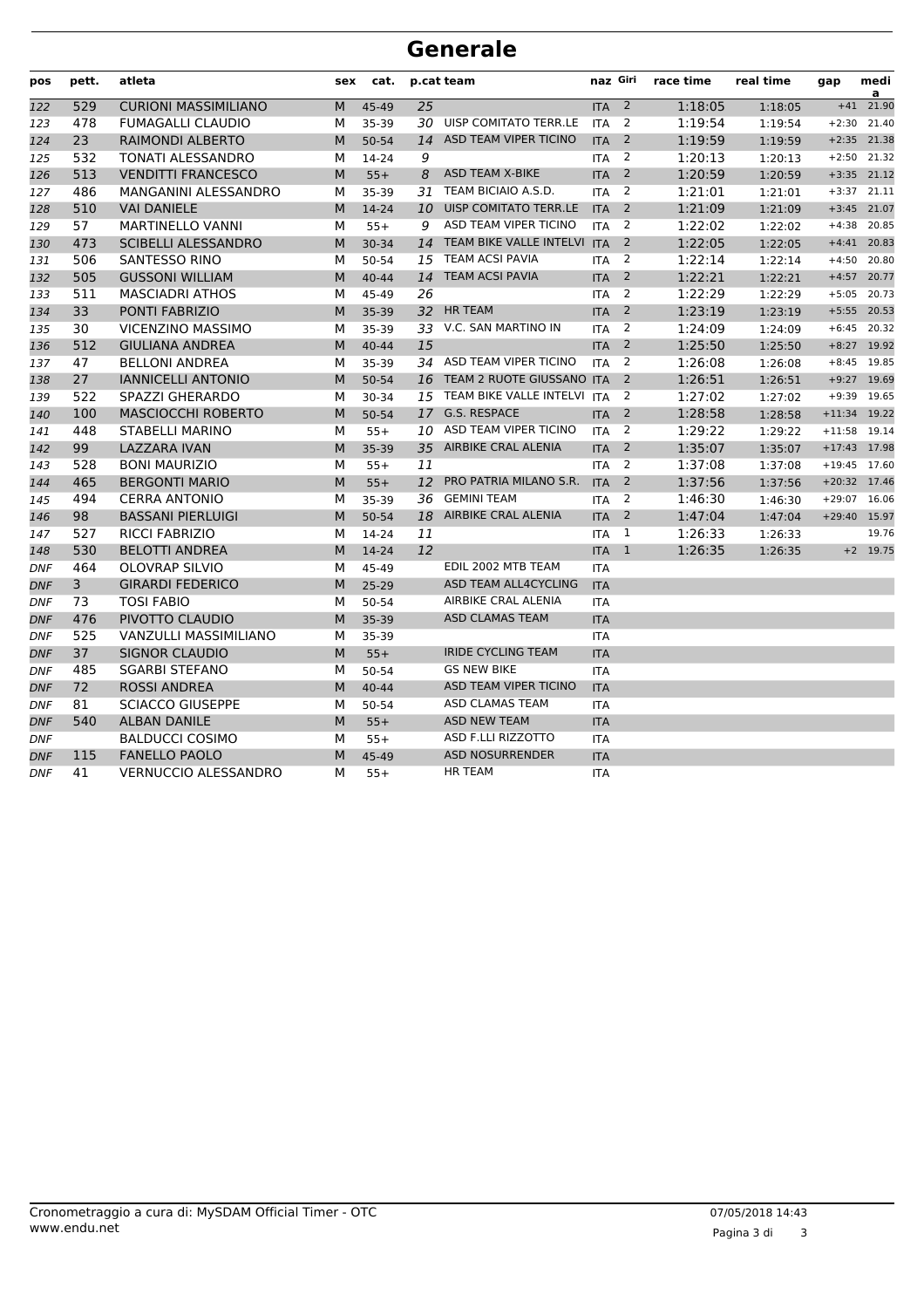# Generale

| pos | pett. | atleta | sex | cat. | p.cat | team | naz | Giri | race time | real time | gap | media |
|---|---|---|---|---|---|---|---|---|---|---|---|---|
| 122 | 529 | CURIONI MASSIMILIANO | M | 45-49 | 25 | | ITA | 2 | 1:18:05 | 1:18:05 | +41 | 21.90 |
| 123 | 478 | FUMAGALLI CLAUDIO | M | 35-39 | 30 | UISP COMITATO TERR.LE | ITA | 2 | 1:19:54 | 1:19:54 | +2:30 | 21.40 |
| 124 | 23 | RAIMONDI ALBERTO | M | 50-54 | 14 | ASD TEAM VIPER TICINO | ITA | 2 | 1:19:59 | 1:19:59 | +2:35 | 21.38 |
| 125 | 532 | TONATI ALESSANDRO | M | 14-24 | 9 | | ITA | 2 | 1:20:13 | 1:20:13 | +2:50 | 21.32 |
| 126 | 513 | VENDITTI FRANCESCO | M | 55+ | 8 | ASD TEAM X-BIKE | ITA | 2 | 1:20:59 | 1:20:59 | +3:35 | 21.12 |
| 127 | 486 | MANGANINI ALESSANDRO | M | 35-39 | 31 | TEAM BICIAIO A.S.D. | ITA | 2 | 1:21:01 | 1:21:01 | +3:37 | 21.11 |
| 128 | 510 | VAI DANIELE | M | 14-24 | 10 | UISP COMITATO TERR.LE | ITA | 2 | 1:21:09 | 1:21:09 | +3:45 | 21.07 |
| 129 | 57 | MARTINELLO VANNI | M | 55+ | 9 | ASD TEAM VIPER TICINO | ITA | 2 | 1:22:02 | 1:22:02 | +4:38 | 20.85 |
| 130 | 473 | SCIBELLI ALESSANDRO | M | 30-34 | 14 | TEAM BIKE VALLE INTELVI | ITA | 2 | 1:22:05 | 1:22:05 | +4:41 | 20.83 |
| 131 | 506 | SANTESSO RINO | M | 50-54 | 15 | TEAM ACSI PAVIA | ITA | 2 | 1:22:14 | 1:22:14 | +4:50 | 20.80 |
| 132 | 505 | GUSSONI WILLIAM | M | 40-44 | 14 | TEAM ACSI PAVIA | ITA | 2 | 1:22:21 | 1:22:21 | +4:57 | 20.77 |
| 133 | 511 | MASCIADRI ATHOS | M | 45-49 | 26 | | ITA | 2 | 1:22:29 | 1:22:29 | +5:05 | 20.73 |
| 134 | 33 | PONTI FABRIZIO | M | 35-39 | 32 | HR TEAM | ITA | 2 | 1:23:19 | 1:23:19 | +5:55 | 20.53 |
| 135 | 30 | VICENZINO MASSIMO | M | 35-39 | 33 | V.C. SAN MARTINO IN | ITA | 2 | 1:24:09 | 1:24:09 | +6:45 | 20.32 |
| 136 | 512 | GIULIANA ANDREA | M | 40-44 | 15 | | ITA | 2 | 1:25:50 | 1:25:50 | +8:27 | 19.92 |
| 137 | 47 | BELLONI ANDREA | M | 35-39 | 34 | ASD TEAM VIPER TICINO | ITA | 2 | 1:26:08 | 1:26:08 | +8:45 | 19.85 |
| 138 | 27 | IANNICELLI ANTONIO | M | 50-54 | 16 | TEAM 2 RUOTE GIUSSANO | ITA | 2 | 1:26:51 | 1:26:51 | +9:27 | 19.69 |
| 139 | 522 | SPAZZI GHERARDO | M | 30-34 | 15 | TEAM BIKE VALLE INTELVI | ITA | 2 | 1:27:02 | 1:27:02 | +9:39 | 19.65 |
| 140 | 100 | MASCIOCCHI ROBERTO | M | 50-54 | 17 | G.S. RESPACE | ITA | 2 | 1:28:58 | 1:28:58 | +11:34 | 19.22 |
| 141 | 448 | STABELLI MARINO | M | 55+ | 10 | ASD TEAM VIPER TICINO | ITA | 2 | 1:29:22 | 1:29:22 | +11:58 | 19.14 |
| 142 | 99 | LAZZARA IVAN | M | 35-39 | 35 | AIRBIKE CRAL ALENIA | ITA | 2 | 1:35:07 | 1:35:07 | +17:43 | 17.98 |
| 143 | 528 | BONI MAURIZIO | M | 55+ | 11 | | ITA | 2 | 1:37:08 | 1:37:08 | +19:45 | 17.60 |
| 144 | 465 | BERGONTI MARIO | M | 55+ | 12 | PRO PATRIA MILANO S.R. | ITA | 2 | 1:37:56 | 1:37:56 | +20:32 | 17.46 |
| 145 | 494 | CERRA ANTONIO | M | 35-39 | 36 | GEMINI TEAM | ITA | 2 | 1:46:30 | 1:46:30 | +29:07 | 16.06 |
| 146 | 98 | BASSANI PIERLUIGI | M | 50-54 | 18 | AIRBIKE CRAL ALENIA | ITA | 2 | 1:47:04 | 1:47:04 | +29:40 | 15.97 |
| 147 | 527 | RICCI FABRIZIO | M | 14-24 | 11 | | ITA | 1 | 1:26:33 | 1:26:33 | | 19.76 |
| 148 | 530 | BELOTTI ANDREA | M | 14-24 | 12 | | ITA | 1 | 1:26:35 | 1:26:35 | +2 | 19.75 |
| DNF | 464 | OLOVRAP SILVIO | M | 45-49 | | EDIL 2002 MTB TEAM | ITA | | | | | |
| DNF | 3 | GIRARDI FEDERICO | M | 25-29 | | ASD TEAM ALL4CYCLING | ITA | | | | | |
| DNF | 73 | TOSI FABIO | M | 50-54 | | AIRBIKE CRAL ALENIA | ITA | | | | | |
| DNF | 476 | PIVOTTO CLAUDIO | M | 35-39 | | ASD CLAMAS TEAM | ITA | | | | | |
| DNF | 525 | VANZULLI MASSIMILIANO | M | 35-39 | | | ITA | | | | | |
| DNF | 37 | SIGNOR CLAUDIO | M | 55+ | | IRIDE CYCLING TEAM | ITA | | | | | |
| DNF | 485 | SGARBI STEFANO | M | 50-54 | | GS NEW BIKE | ITA | | | | | |
| DNF | 72 | ROSSI ANDREA | M | 40-44 | | ASD TEAM VIPER TICINO | ITA | | | | | |
| DNF | 81 | SCIACCO GIUSEPPE | M | 50-54 | | ASD CLAMAS TEAM | ITA | | | | | |
| DNF | 540 | ALBAN DANILE | M | 55+ | | ASD NEW TEAM | ITA | | | | | |
| DNF | | BALDUCCI COSIMO | M | 55+ | | ASD F.LLI RIZZOTTO | ITA | | | | | |
| DNF | 115 | FANELLO PAOLO | M | 45-49 | | ASD NOSURRENDER | ITA | | | | | |
| DNF | 41 | VERNUCCIO ALESSANDRO | M | 55+ | | HR TEAM | ITA | | | | | |

Cronometraggio a cura di: MySDAM Official Timer - OTC
www.endu.net

07/05/2018 14:43